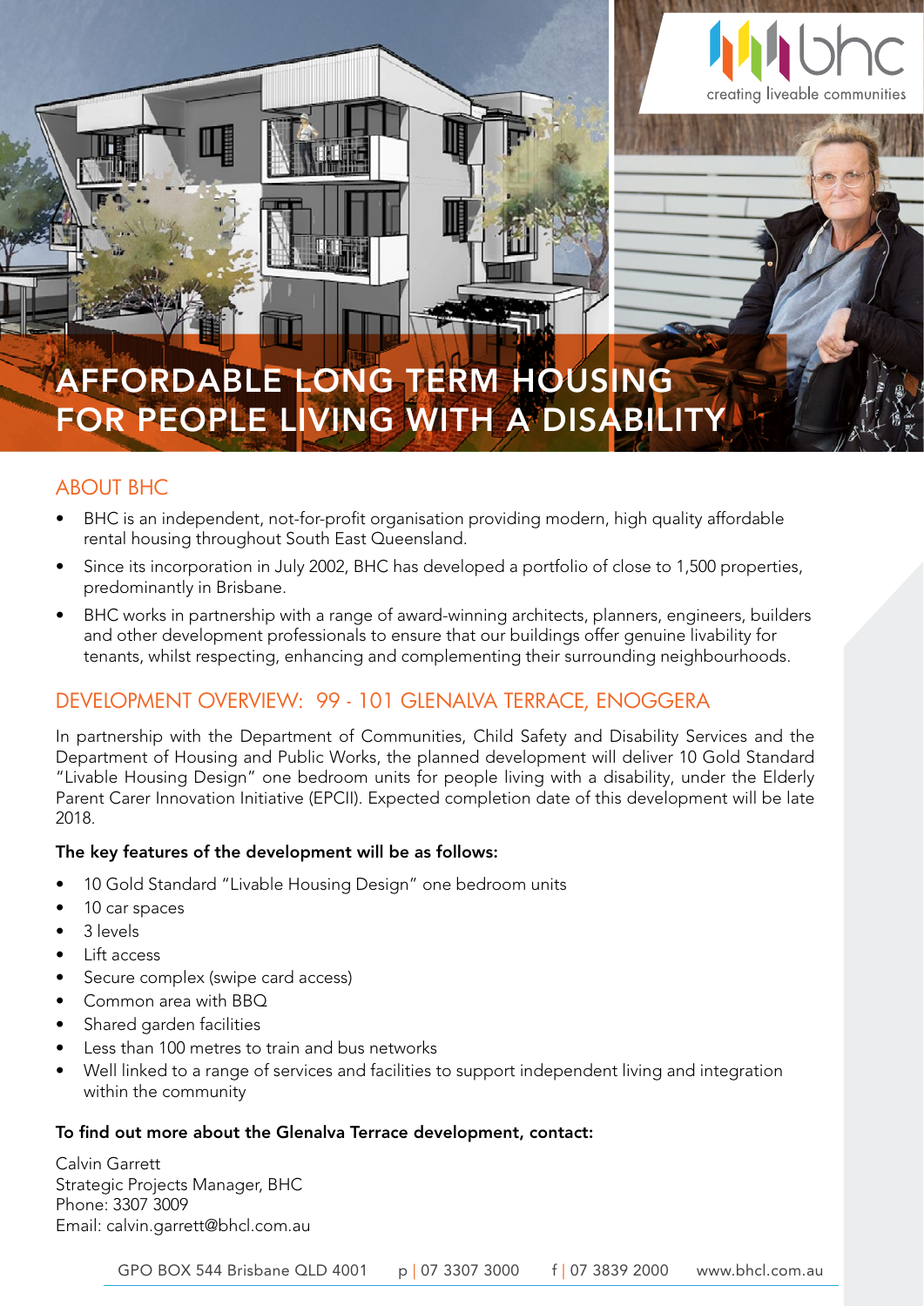bhc
creating liveable communities

# AFFORDABLE LONG TERM HOUSING FOR PEOPLE LIVING WITH A DISABILITY

## ABOUT BHC

- BHC is an independent, not-for-profit organisation providing modern, high quality affordable rental housing throughout South East Queensland.
- Since its incorporation in July 2002, BHC has developed a portfolio of close to 1,500 properties, predominantly in Brisbane.
- BHC works in partnership with a range of award-winning architects, planners, engineers, builders and other development professionals to ensure that our buildings offer genuine livability for tenants, whilst respecting, enhancing and complementing their surrounding neighbourhoods.

## DEVELOPMENT OVERVIEW: 99 - 101 GLENALVA TERRACE, ENOGGERA

In partnership with the Department of Communities, Child Safety and Disability Services and the Department of Housing and Public Works, the planned development will deliver 10 Gold Standard "Livable Housing Design" one bedroom units for people living with a disability, under the Elderly Parent Carer Innovation Initiative (EPCII). Expected completion date of this development will be late 2018.

**The key features of the development will be as follows:**

- 10 Gold Standard "Livable Housing Design" one bedroom units
- 10 car spaces
- 3 levels
- Lift access
- Secure complex (swipe card access)
- Common area with BBQ
- Shared garden facilities
- Less than 100 metres to train and bus networks
- Well linked to a range of services and facilities to support independent living and integration within the community

**To find out more about the Glenalva Terrace development, contact:**

Calvin Garrett
Strategic Projects Manager, BHC
Phone: 3307 3009
Email: calvin.garrett@bhcl.com.au

GPO BOX 544 Brisbane QLD 4001 p | 07 3307 3000 f | 07 3839 2000 www.bhcl.com.au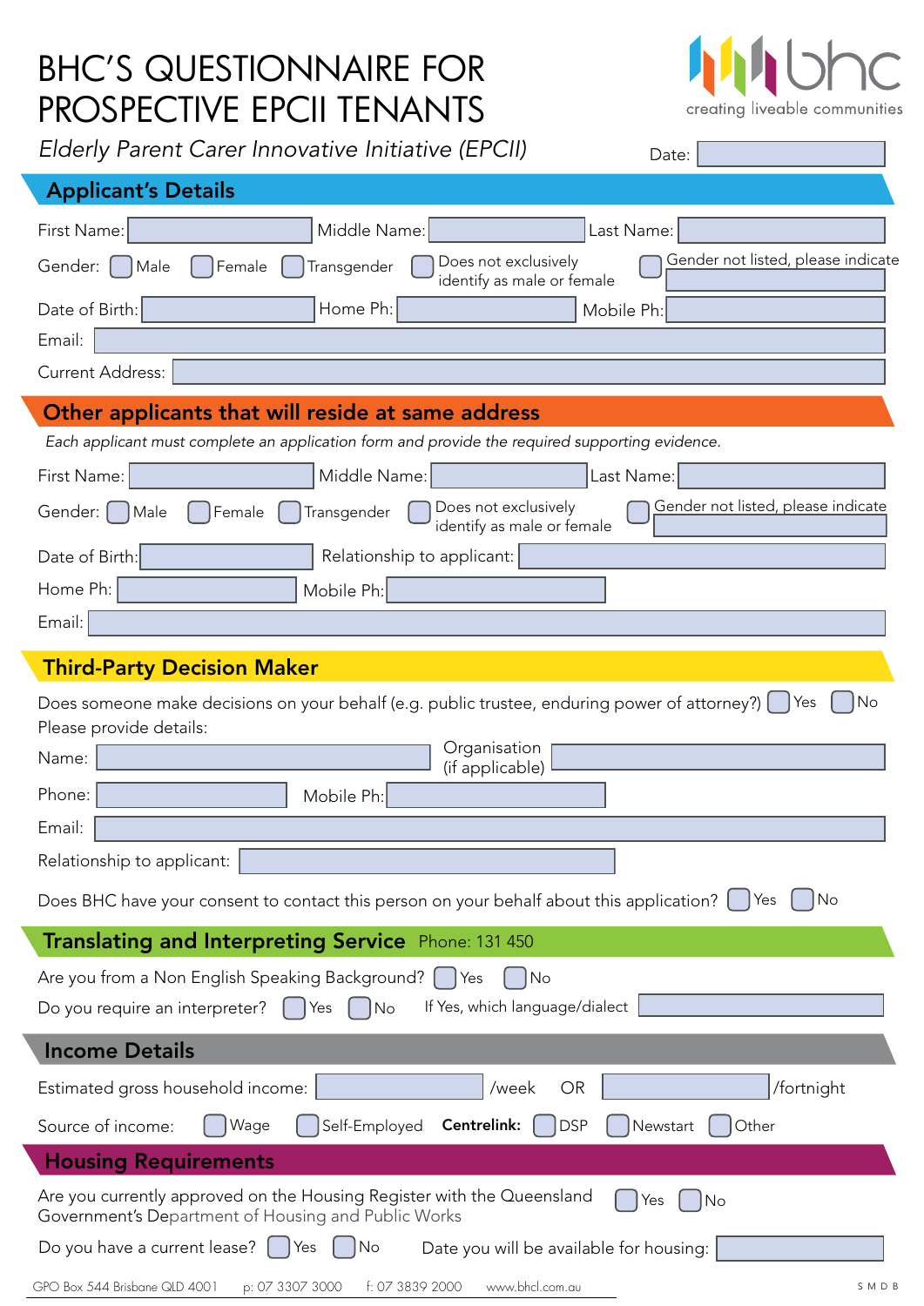# BHC'S QUESTIONNAIRE FOR PROSPECTIVE EPCII TENANTS

bhc — creating liveable communities

*Elderly Parent Carer Innovative Initiative (EPCII)*

Date:

## Applicant's Details

First Name: Middle Name: Last Name:

Gender: ☐ Male ☐ Female ☐ Transgender ☐ Does not exclusively identify as male or female ☐ Gender not listed, please indicate

Date of Birth: Home Ph: Mobile Ph:

Email:

Current Address:

## Other applicants that will reside at same address

*Each applicant must complete an application form and provide the required supporting evidence.*

First Name: Middle Name: Last Name:

Gender: ☐ Male ☐ Female ☐ Transgender ☐ Does not exclusively identify as male or female ☐ Gender not listed, please indicate

Date of Birth: Relationship to applicant:

Home Ph: Mobile Ph:

Email:

## Third-Party Decision Maker

Does someone make decisions on your behalf (e.g. public trustee, enduring power of attorney)? ☐ Yes ☐ No

Please provide details:

Name: Organisation (if applicable)

Phone: Mobile Ph:

Email:

Relationship to applicant:

Does BHC have your consent to contact this person on your behalf about this application? ☐ Yes ☐ No

## Translating and Interpreting Service Phone: 131 450

Are you from a Non English Speaking Background? ☐ Yes ☐ No

Do you require an interpreter? ☐ Yes ☐ No If Yes, which language/dialect

## Income Details

Estimated gross household income: /week OR /fortnight

Source of income: ☐ Wage ☐ Self-Employed **Centrelink:** ☐ DSP ☐ Newstart ☐ Other

## Housing Requirements

Are you currently approved on the Housing Register with the Queensland Government's Department of Housing and Public Works ☐ Yes ☐ No

Do you have a current lease? ☐ Yes ☐ No Date you will be available for housing:

GPO Box 544 Brisbane QLD 4001 p: 07 3307 3000 f: 07 3839 2000 www.bhcl.com.au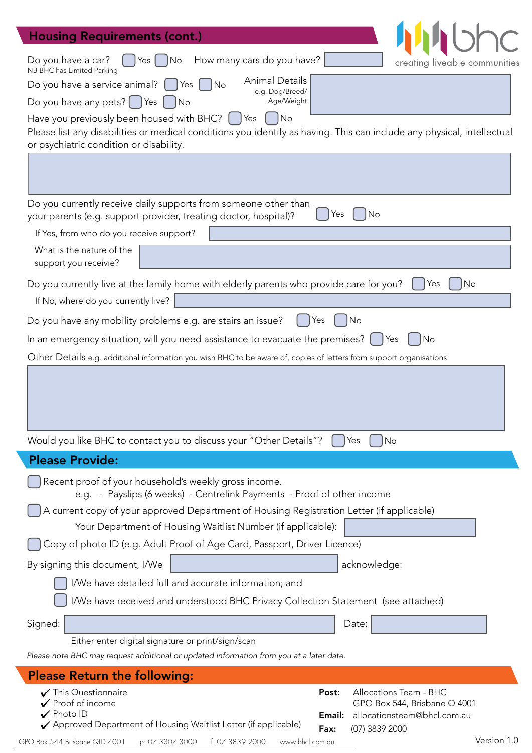## Housing Requirements (cont.)

bhc
creating liveable communities

Do you have a car? ☐ Yes ☐ No How many cars do you have? \_\_\_\_\_
NB BHC has Limited Parking

Do you have a service animal? ☐ Yes ☐ No

Animal Details
e.g. Dog/Breed/Age/Weight

Do you have any pets? ☐ Yes ☐ No

Have you previously been housed with BHC? ☐ Yes ☐ No

Please list any disabilities or medical conditions you identify as having. This can include any physical, intellectual or psychiatric condition or disability.

Do you currently receive daily supports from someone other than your parents (e.g. support provider, treating doctor, hospital)? ☐ Yes ☐ No

If Yes, from who do you receive support?

What is the nature of the support you receivie?

Do you currently live at the family home with elderly parents who provide care for you? ☐ Yes ☐ No

If No, where do you currently live?

Do you have any mobility problems e.g. are stairs an issue? ☐ Yes ☐ No

In an emergency situation, will you need assistance to evacuate the premises? ☐ Yes ☐ No

Other Details e.g. additional information you wish BHC to be aware of, copies of letters from support organisations

Would you like BHC to contact you to discuss your "Other Details"? ☐ Yes ☐ No

## Please Provide:

☐ Recent proof of your household's weekly gross income.
e.g. - Payslips (6 weeks) - Centrelink Payments - Proof of other income

☐ A current copy of your approved Department of Housing Registration Letter (if applicable)

Your Department of Housing Waitlist Number (if applicable):

☐ Copy of photo ID (e.g. Adult Proof of Age Card, Passport, Driver Licence)

By signing this document, I/We \_\_\_\_\_ acknowledge:

☐ I/We have detailed full and accurate information; and

☐ I/We have received and understood BHC Privacy Collection Statement (see attached)

Signed: \_\_\_\_\_ Date: \_\_\_\_\_

Either enter digital signature or print/sign/scan

*Please note BHC may request additional or updated information from you at a later date.*

## Please Return the following:

- ✓ This Questionnaire
- ✓ Proof of income
- ✓ Photo ID
- ✓ Approved Department of Housing Waitlist Letter (if applicable)

**Post:** Allocations Team - BHC
GPO Box 544, Brisbane Q 4001

**Email:** allocationsteam@bhcl.com.au

**Fax:** (07) 3839 2000

GPO Box 544 Brisbane QLD 4001 p: 07 3307 3000 f: 07 3839 2000 www.bhcl.com.au

Version 1.0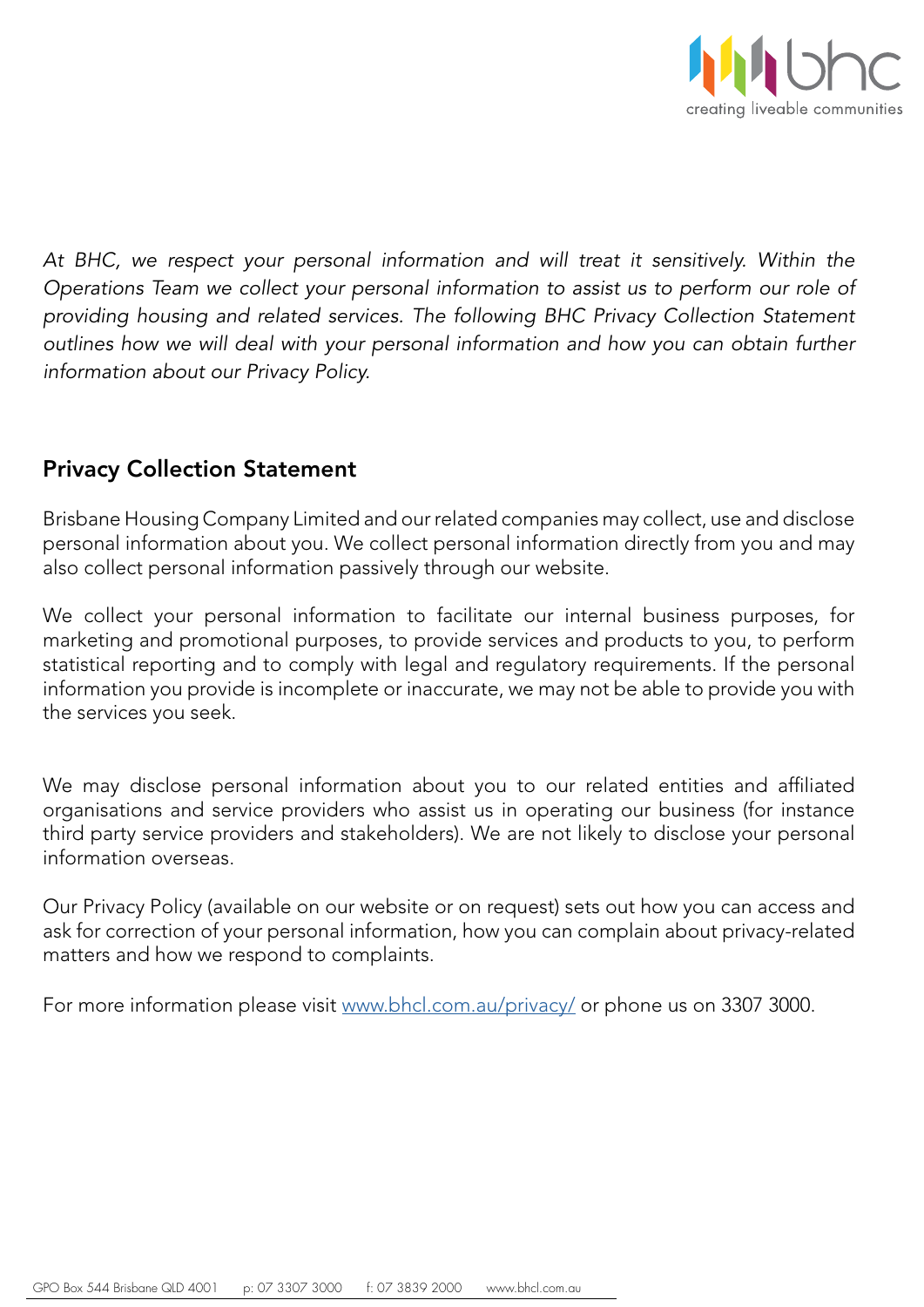*At BHC, we respect your personal information and will treat it sensitively. Within the Operations Team we collect your personal information to assist us to perform our role of providing housing and related services. The following BHC Privacy Collection Statement outlines how we will deal with your personal information and how you can obtain further information about our Privacy Policy.*

## Privacy Collection Statement

Brisbane Housing Company Limited and our related companies may collect, use and disclose personal information about you. We collect personal information directly from you and may also collect personal information passively through our website.

We collect your personal information to facilitate our internal business purposes, for marketing and promotional purposes, to provide services and products to you, to perform statistical reporting and to comply with legal and regulatory requirements. If the personal information you provide is incomplete or inaccurate, we may not be able to provide you with the services you seek.

We may disclose personal information about you to our related entities and affiliated organisations and service providers who assist us in operating our business (for instance third party service providers and stakeholders). We are not likely to disclose your personal information overseas.

Our Privacy Policy (available on our website or on request) sets out how you can access and ask for correction of your personal information, how you can complain about privacy-related matters and how we respond to complaints.

For more information please visit [www.bhcl.com.au/privacy/](www.bhcl.com.au/privacy/) or phone us on 3307 3000.